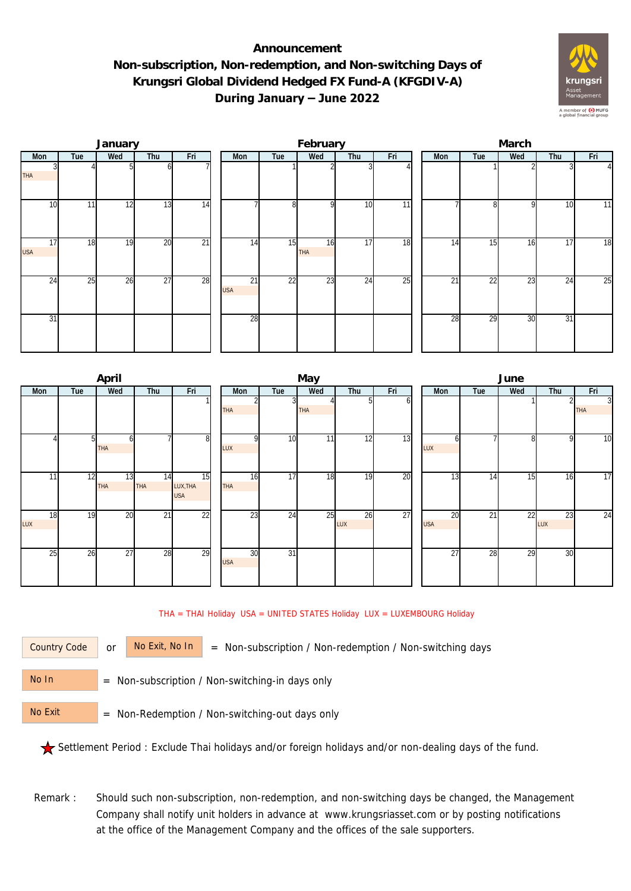# Announcement

## Non-subscription, Non-redemption, and Non-switching Days of Krungsri Global Dividend Hedged FX Fund-A (KFGDIV-A) During January – June 2022

### January

| Mon | Tue | Wed | Thu | Fri |
|---|---|---|---|---|
| 3 THA | 4 | 5 | 6 | 7 |
| 10 | 11 | 12 | 13 | 14 |
| 17 USA | 18 | 19 | 20 | 21 |
| 24 | 25 | 26 | 27 | 28 |
| 31 | | | | |

### February

| Mon | Tue | Wed | Thu | Fri |
|---|---|---|---|---|
| | 1 | 2 | 3 | 4 |
| 7 | 8 | 9 | 10 | 11 |
| 14 | 15 | 16 THA | 17 | 18 |
| 21 USA | 22 | 23 | 24 | 25 |
| 28 | | | | |

### March

| Mon | Tue | Wed | Thu | Fri |
|---|---|---|---|---|
| | 1 | 2 | 3 | 4 |
| 7 | 8 | 9 | 10 | 11 |
| 14 | 15 | 16 | 17 | 18 |
| 21 | 22 | 23 | 24 | 25 |
| 28 | 29 | 30 | 31 | |

### April

| Mon | Tue | Wed | Thu | Fri |
|---|---|---|---|---|
| | | | | 1 |
| 4 | 5 | 6 THA | 7 | 8 |
| 11 | 12 | 13 THA | 14 THA | 15 LUX,THA USA |
| 18 LUX | 19 | 20 | 21 | 22 |
| 25 | 26 | 27 | 28 | 29 |

### May

| Mon | Tue | Wed | Thu | Fri |
|---|---|---|---|---|
| 2 THA | 3 | 4 THA | 5 | 6 |
| 9 LUX | 10 | 11 | 12 | 13 |
| 16 THA | 17 | 18 | 19 | 20 |
| 23 | 24 | 25 | 26 LUX | 27 |
| 30 USA | 31 | | | |

### June

| Mon | Tue | Wed | Thu | Fri |
|---|---|---|---|---|
| | | 1 | 2 | 3 THA |
| 6 LUX | 7 | 8 | 9 | 10 |
| 13 | 14 | 15 | 16 | 17 |
| 20 USA | 21 | 22 | 23 LUX | 24 |
| 27 | 28 | 29 | 30 | |

THA = THAI Holiday USA = UNITED STATES Holiday LUX = LUXEMBOURG Holiday

Country Code or No Exit, No In = Non-subscription / Non-redemption / Non-switching days

No In = Non-subscription / Non-switching-in days only

No Exit = Non-Redemption / Non-switching-out days only

★ Settlement Period : Exclude Thai holidays and/or foreign holidays and/or non-dealing days of the fund.

Remark : Should such non-subscription, non-redemption, and non-switching days be changed, the Management Company shall notify unit holders in advance at www.krungsriasset.com or by posting notifications at the office of the Management Company and the offices of the sale supporters.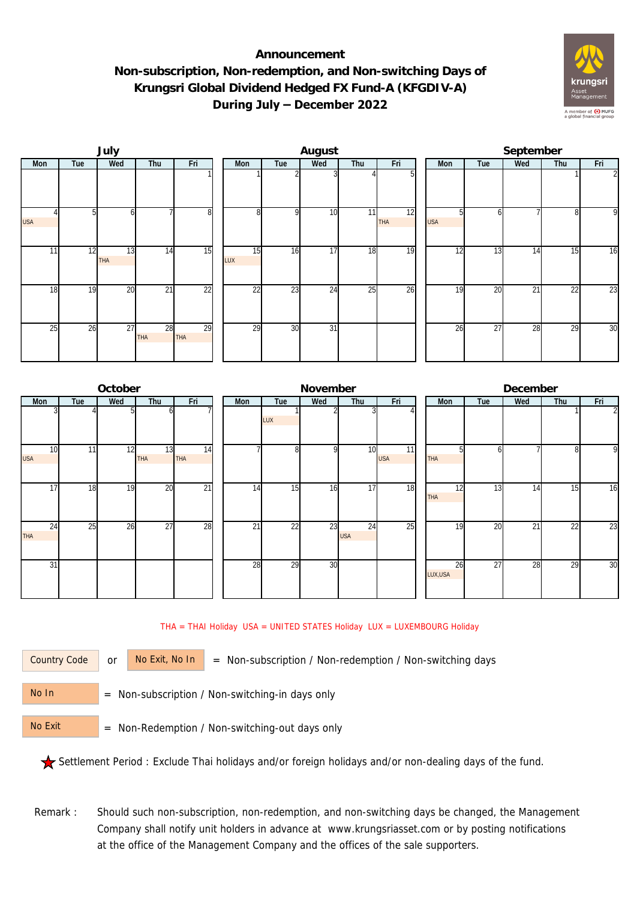# Announcement
## Non-subscription, Non-redemption, and Non-switching Days of Krungsri Global Dividend Hedged FX Fund-A (KFGDIV-A) During July – December 2022

### July

| Mon | Tue | Wed | Thu | Fri |
|---|---|---|---|---|
| | | | | 1 |
| 4 USA | 5 | 6 | 7 | 8 |
| 11 | 12 | 13 THA | 14 | 15 |
| 18 | 19 | 20 | 21 | 22 |
| 25 | 26 | 27 | 28 THA | 29 THA |

### August

| Mon | Tue | Wed | Thu | Fri |
|---|---|---|---|---|
| 1 | 2 | 3 | 4 | 5 |
| 8 | 9 | 10 | 11 | 12 THA |
| 15 LUX | 16 | 17 | 18 | 19 |
| 22 | 23 | 24 | 25 | 26 |
| 29 | 30 | 31 | | |

### September

| Mon | Tue | Wed | Thu | Fri |
|---|---|---|---|---|
| | | | 1 | 2 |
| 5 USA | 6 | 7 | 8 | 9 |
| 12 | 13 | 14 | 15 | 16 |
| 19 | 20 | 21 | 22 | 23 |
| 26 | 27 | 28 | 29 | 30 |

### October

| Mon | Tue | Wed | Thu | Fri |
|---|---|---|---|---|
| 3 | 4 | 5 | 6 | 7 |
| 10 USA | 11 | 12 | 13 THA | 14 THA |
| 17 | 18 | 19 | 20 | 21 |
| 24 THA | 25 | 26 | 27 | 28 |
| 31 | | | | |

### November

| Mon | Tue | Wed | Thu | Fri |
|---|---|---|---|---|
| | 1 LUX | 2 | 3 | 4 |
| 7 | 8 | 9 | 10 | 11 USA |
| 14 | 15 | 16 | 17 | 18 |
| 21 | 22 | 23 | 24 USA | 25 |
| 28 | 29 | 30 | | |

### December

| Mon | Tue | Wed | Thu | Fri |
|---|---|---|---|---|
| | | | 1 | 2 |
| 5 THA | 6 | 7 | 8 | 9 |
| 12 THA | 13 | 14 | 15 | 16 |
| 19 | 20 | 21 | 22 | 23 |
| 26 LUX,USA | 27 | 28 | 29 | 30 |

THA = THAI Holiday USA = UNITED STATES Holiday LUX = LUXEMBOURG Holiday

Country Code or No Exit, No In = Non-subscription / Non-redemption / Non-switching days

No In = Non-subscription / Non-switching-in days only

No Exit = Non-Redemption / Non-switching-out days only

★ Settlement Period : Exclude Thai holidays and/or foreign holidays and/or non-dealing days of the fund.

Remark : Should such non-subscription, non-redemption, and non-switching days be changed, the Management Company shall notify unit holders in advance at www.krungsriasset.com or by posting notifications at the office of the Management Company and the offices of the sale supporters.